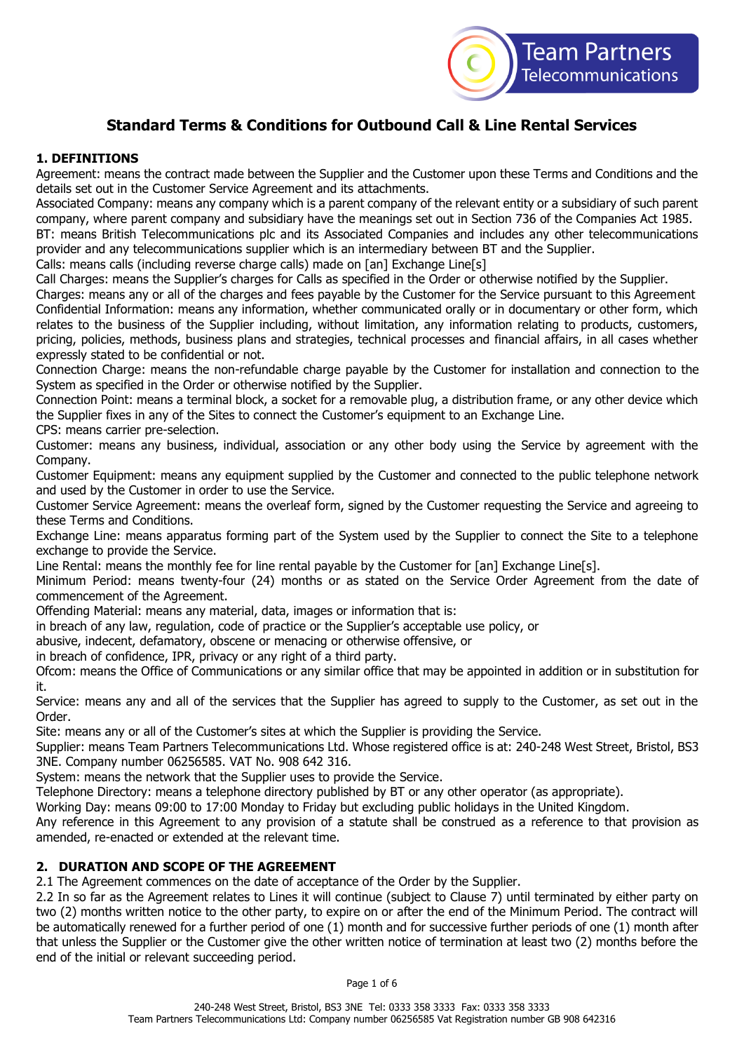# Standard Terms & Conditions for Outbound Call & Line Rental Services

## 1. DEFINITIONS

Agreement: means the contract made between the Supplier and the Customer upon these Terms and Conditions and the details set out in the Customer Service Agreement and its attachments.

Associated Company: means any company which is a parent company of the relevant entity or a subsidiary of such parent company, where parent company and subsidiary have the meanings set out in Section 736 of the Companies Act 1985.

BT: means British Telecommunications plc and its Associated Companies and includes any other telecommunications provider and any telecommunications supplier which is an intermediary between BT and the Supplier.

Calls: means calls (including reverse charge calls) made on [an] Exchange Line[s]

Call Charges: means the Supplier's charges for Calls as specified in the Order or otherwise notified by the Supplier.

Charges: means any or all of the charges and fees payable by the Customer for the Service pursuant to this Agreement

Confidential Information: means any information, whether communicated orally or in documentary or other form, which relates to the business of the Supplier including, without limitation, any information relating to products, customers, pricing, policies, methods, business plans and strategies, technical processes and financial affairs, in all cases whether expressly stated to be confidential or not.

Connection Charge: means the non-refundable charge payable by the Customer for installation and connection to the System as specified in the Order or otherwise notified by the Supplier.

Connection Point: means a terminal block, a socket for a removable plug, a distribution frame, or any other device which the Supplier fixes in any of the Sites to connect the Customer's equipment to an Exchange Line.

CPS: means carrier pre-selection.

Customer: means any business, individual, association or any other body using the Service by agreement with the Company.

Customer Equipment: means any equipment supplied by the Customer and connected to the public telephone network and used by the Customer in order to use the Service.

Customer Service Agreement: means the overleaf form, signed by the Customer requesting the Service and agreeing to these Terms and Conditions.

Exchange Line: means apparatus forming part of the System used by the Supplier to connect the Site to a telephone exchange to provide the Service.

Line Rental: means the monthly fee for line rental payable by the Customer for [an] Exchange Line[s].

Minimum Period: means twenty-four (24) months or as stated on the Service Order Agreement from the date of commencement of the Agreement.

Offending Material: means any material, data, images or information that is:

in breach of any law, regulation, code of practice or the Supplier's acceptable use policy, or

abusive, indecent, defamatory, obscene or menacing or otherwise offensive, or

in breach of confidence, IPR, privacy or any right of a third party.

Ofcom: means the Office of Communications or any similar office that may be appointed in addition or in substitution for it.

Service: means any and all of the services that the Supplier has agreed to supply to the Customer, as set out in the Order.

Site: means any or all of the Customer's sites at which the Supplier is providing the Service.

Supplier: means Team Partners Telecommunications Ltd. Whose registered office is at: 240-248 West Street, Bristol, BS3 3NE. Company number 06256585. VAT No. 908 642 316.

System: means the network that the Supplier uses to provide the Service.

Telephone Directory: means a telephone directory published by BT or any other operator (as appropriate).

Working Day: means 09:00 to 17:00 Monday to Friday but excluding public holidays in the United Kingdom.

Any reference in this Agreement to any provision of a statute shall be construed as a reference to that provision as amended, re-enacted or extended at the relevant time.

## 2. DURATION AND SCOPE OF THE AGREEMENT

2.1 The Agreement commences on the date of acceptance of the Order by the Supplier.

2.2 In so far as the Agreement relates to Lines it will continue (subject to Clause 7) until terminated by either party on two (2) months written notice to the other party, to expire on or after the end of the Minimum Period. The contract will be automatically renewed for a further period of one (1) month and for successive further periods of one (1) month after that unless the Supplier or the Customer give the other written notice of termination at least two (2) months before the end of the initial or relevant succeeding period.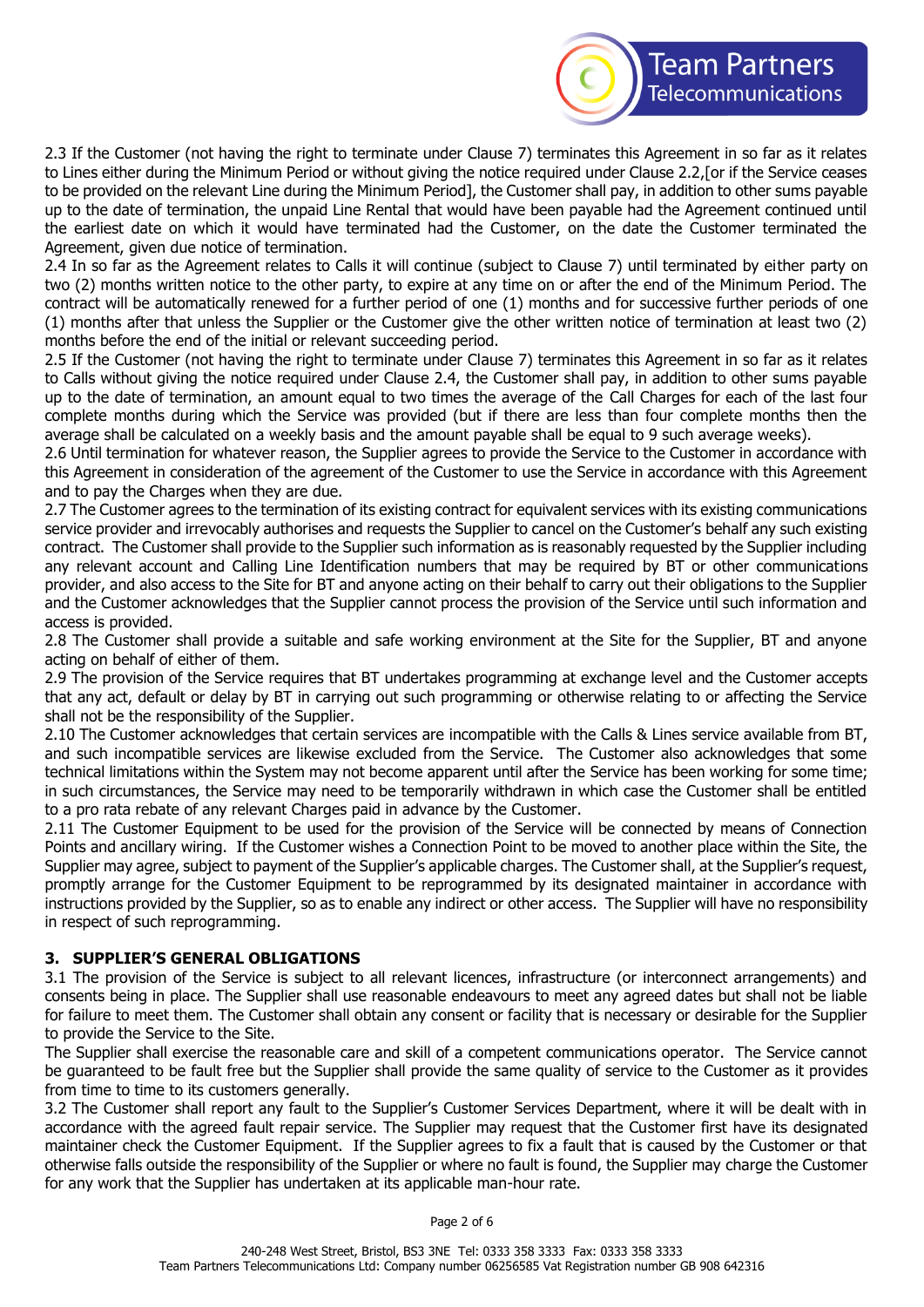2.3 If the Customer (not having the right to terminate under Clause 7) terminates this Agreement in so far as it relates to Lines either during the Minimum Period or without giving the notice required under Clause 2.2,[or if the Service ceases to be provided on the relevant Line during the Minimum Period], the Customer shall pay, in addition to other sums payable up to the date of termination, the unpaid Line Rental that would have been payable had the Agreement continued until the earliest date on which it would have terminated had the Customer, on the date the Customer terminated the Agreement, given due notice of termination.

2.4 In so far as the Agreement relates to Calls it will continue (subject to Clause 7) until terminated by either party on two (2) months written notice to the other party, to expire at any time on or after the end of the Minimum Period. The contract will be automatically renewed for a further period of one (1) months and for successive further periods of one (1) months after that unless the Supplier or the Customer give the other written notice of termination at least two (2) months before the end of the initial or relevant succeeding period.

2.5 If the Customer (not having the right to terminate under Clause 7) terminates this Agreement in so far as it relates to Calls without giving the notice required under Clause 2.4, the Customer shall pay, in addition to other sums payable up to the date of termination, an amount equal to two times the average of the Call Charges for each of the last four complete months during which the Service was provided (but if there are less than four complete months then the average shall be calculated on a weekly basis and the amount payable shall be equal to 9 such average weeks).

2.6 Until termination for whatever reason, the Supplier agrees to provide the Service to the Customer in accordance with this Agreement in consideration of the agreement of the Customer to use the Service in accordance with this Agreement and to pay the Charges when they are due.

2.7 The Customer agrees to the termination of its existing contract for equivalent services with its existing communications service provider and irrevocably authorises and requests the Supplier to cancel on the Customer's behalf any such existing contract. The Customer shall provide to the Supplier such information as is reasonably requested by the Supplier including any relevant account and Calling Line Identification numbers that may be required by BT or other communications provider, and also access to the Site for BT and anyone acting on their behalf to carry out their obligations to the Supplier and the Customer acknowledges that the Supplier cannot process the provision of the Service until such information and access is provided.

2.8 The Customer shall provide a suitable and safe working environment at the Site for the Supplier, BT and anyone acting on behalf of either of them.

2.9 The provision of the Service requires that BT undertakes programming at exchange level and the Customer accepts that any act, default or delay by BT in carrying out such programming or otherwise relating to or affecting the Service shall not be the responsibility of the Supplier.

2.10 The Customer acknowledges that certain services are incompatible with the Calls & Lines service available from BT, and such incompatible services are likewise excluded from the Service. The Customer also acknowledges that some technical limitations within the System may not become apparent until after the Service has been working for some time; in such circumstances, the Service may need to be temporarily withdrawn in which case the Customer shall be entitled to a pro rata rebate of any relevant Charges paid in advance by the Customer.

2.11 The Customer Equipment to be used for the provision of the Service will be connected by means of Connection Points and ancillary wiring. If the Customer wishes a Connection Point to be moved to another place within the Site, the Supplier may agree, subject to payment of the Supplier's applicable charges. The Customer shall, at the Supplier's request, promptly arrange for the Customer Equipment to be reprogrammed by its designated maintainer in accordance with instructions provided by the Supplier, so as to enable any indirect or other access. The Supplier will have no responsibility in respect of such reprogramming.

## 3. SUPPLIER'S GENERAL OBLIGATIONS

3.1 The provision of the Service is subject to all relevant licences, infrastructure (or interconnect arrangements) and consents being in place. The Supplier shall use reasonable endeavours to meet any agreed dates but shall not be liable for failure to meet them. The Customer shall obtain any consent or facility that is necessary or desirable for the Supplier to provide the Service to the Site.

The Supplier shall exercise the reasonable care and skill of a competent communications operator. The Service cannot be guaranteed to be fault free but the Supplier shall provide the same quality of service to the Customer as it provides from time to time to its customers generally.

3.2 The Customer shall report any fault to the Supplier's Customer Services Department, where it will be dealt with in accordance with the agreed fault repair service. The Supplier may request that the Customer first have its designated maintainer check the Customer Equipment. If the Supplier agrees to fix a fault that is caused by the Customer or that otherwise falls outside the responsibility of the Supplier or where no fault is found, the Supplier may charge the Customer for any work that the Supplier has undertaken at its applicable man-hour rate.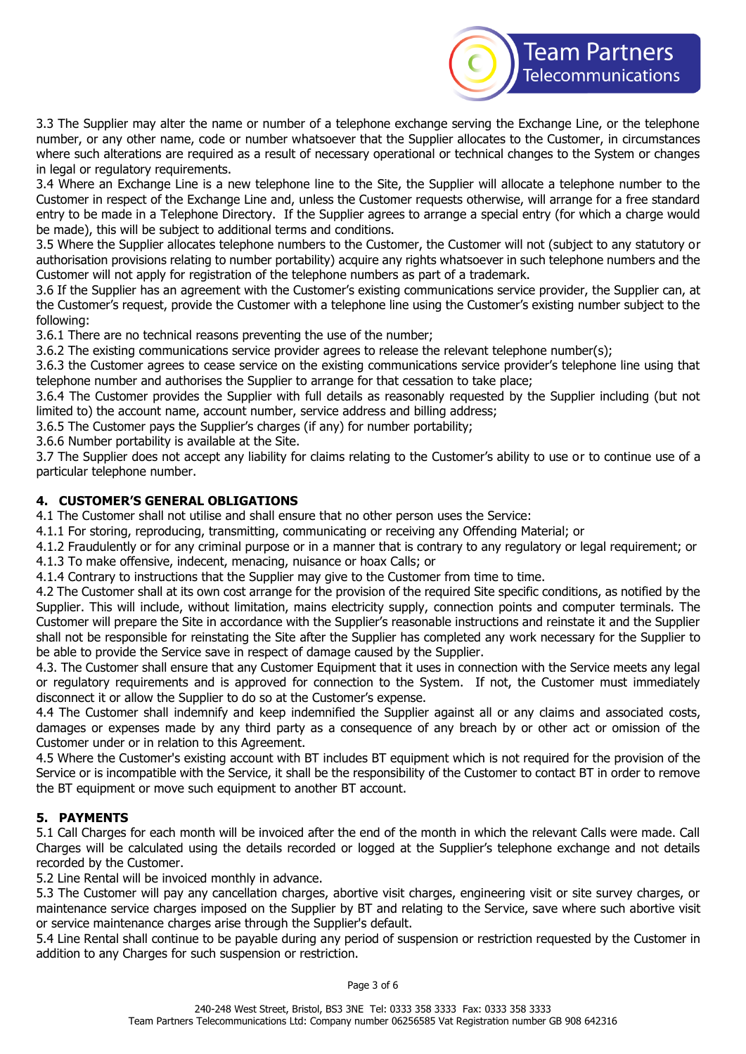3.3 The Supplier may alter the name or number of a telephone exchange serving the Exchange Line, or the telephone number, or any other name, code or number whatsoever that the Supplier allocates to the Customer, in circumstances where such alterations are required as a result of necessary operational or technical changes to the System or changes in legal or regulatory requirements.

3.4 Where an Exchange Line is a new telephone line to the Site, the Supplier will allocate a telephone number to the Customer in respect of the Exchange Line and, unless the Customer requests otherwise, will arrange for a free standard entry to be made in a Telephone Directory. If the Supplier agrees to arrange a special entry (for which a charge would be made), this will be subject to additional terms and conditions.

3.5 Where the Supplier allocates telephone numbers to the Customer, the Customer will not (subject to any statutory or authorisation provisions relating to number portability) acquire any rights whatsoever in such telephone numbers and the Customer will not apply for registration of the telephone numbers as part of a trademark.

3.6 If the Supplier has an agreement with the Customer's existing communications service provider, the Supplier can, at the Customer's request, provide the Customer with a telephone line using the Customer's existing number subject to the following:

3.6.1 There are no technical reasons preventing the use of the number;

3.6.2 The existing communications service provider agrees to release the relevant telephone number(s);

3.6.3 the Customer agrees to cease service on the existing communications service provider's telephone line using that telephone number and authorises the Supplier to arrange for that cessation to take place;

3.6.4 The Customer provides the Supplier with full details as reasonably requested by the Supplier including (but not limited to) the account name, account number, service address and billing address;

3.6.5 The Customer pays the Supplier's charges (if any) for number portability;

3.6.6 Number portability is available at the Site.

3.7 The Supplier does not accept any liability for claims relating to the Customer's ability to use or to continue use of a particular telephone number.

## 4. CUSTOMER'S GENERAL OBLIGATIONS

4.1 The Customer shall not utilise and shall ensure that no other person uses the Service:

4.1.1 For storing, reproducing, transmitting, communicating or receiving any Offending Material; or

4.1.2 Fraudulently or for any criminal purpose or in a manner that is contrary to any regulatory or legal requirement; or

4.1.3 To make offensive, indecent, menacing, nuisance or hoax Calls; or

4.1.4 Contrary to instructions that the Supplier may give to the Customer from time to time.

4.2 The Customer shall at its own cost arrange for the provision of the required Site specific conditions, as notified by the Supplier. This will include, without limitation, mains electricity supply, connection points and computer terminals. The Customer will prepare the Site in accordance with the Supplier's reasonable instructions and reinstate it and the Supplier shall not be responsible for reinstating the Site after the Supplier has completed any work necessary for the Supplier to be able to provide the Service save in respect of damage caused by the Supplier.

4.3. The Customer shall ensure that any Customer Equipment that it uses in connection with the Service meets any legal or regulatory requirements and is approved for connection to the System. If not, the Customer must immediately disconnect it or allow the Supplier to do so at the Customer's expense.

4.4 The Customer shall indemnify and keep indemnified the Supplier against all or any claims and associated costs, damages or expenses made by any third party as a consequence of any breach by or other act or omission of the Customer under or in relation to this Agreement.

4.5 Where the Customer's existing account with BT includes BT equipment which is not required for the provision of the Service or is incompatible with the Service, it shall be the responsibility of the Customer to contact BT in order to remove the BT equipment or move such equipment to another BT account.

## 5. PAYMENTS

5.1 Call Charges for each month will be invoiced after the end of the month in which the relevant Calls were made. Call Charges will be calculated using the details recorded or logged at the Supplier's telephone exchange and not details recorded by the Customer.

5.2 Line Rental will be invoiced monthly in advance.

5.3 The Customer will pay any cancellation charges, abortive visit charges, engineering visit or site survey charges, or maintenance service charges imposed on the Supplier by BT and relating to the Service, save where such abortive visit or service maintenance charges arise through the Supplier's default.

5.4 Line Rental shall continue to be payable during any period of suspension or restriction requested by the Customer in addition to any Charges for such suspension or restriction.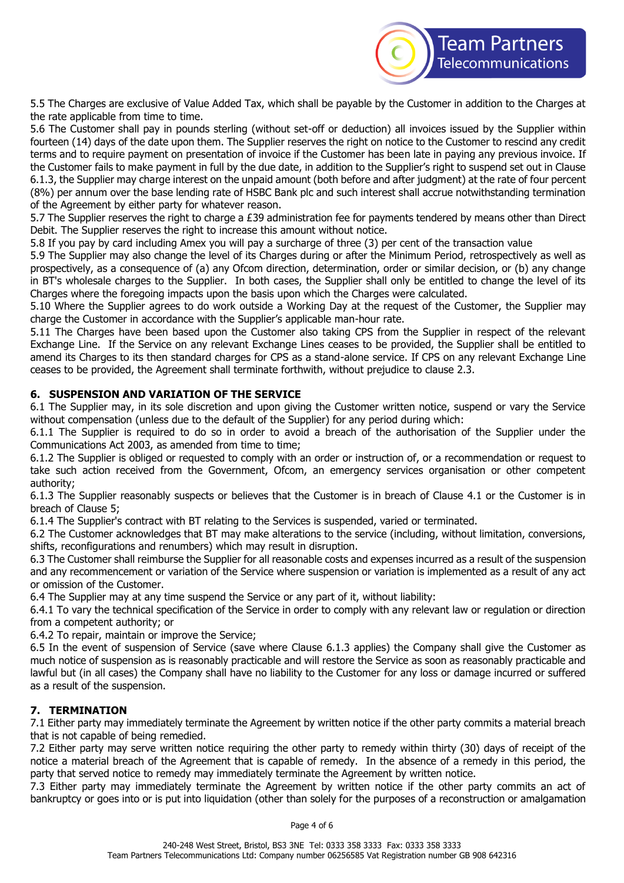5.5 The Charges are exclusive of Value Added Tax, which shall be payable by the Customer in addition to the Charges at the rate applicable from time to time.

5.6 The Customer shall pay in pounds sterling (without set-off or deduction) all invoices issued by the Supplier within fourteen (14) days of the date upon them. The Supplier reserves the right on notice to the Customer to rescind any credit terms and to require payment on presentation of invoice if the Customer has been late in paying any previous invoice. If the Customer fails to make payment in full by the due date, in addition to the Supplier's right to suspend set out in Clause 6.1.3, the Supplier may charge interest on the unpaid amount (both before and after judgment) at the rate of four percent (8%) per annum over the base lending rate of HSBC Bank plc and such interest shall accrue notwithstanding termination of the Agreement by either party for whatever reason.

5.7 The Supplier reserves the right to charge a £39 administration fee for payments tendered by means other than Direct Debit. The Supplier reserves the right to increase this amount without notice.

5.8 If you pay by card including Amex you will pay a surcharge of three (3) per cent of the transaction value

5.9 The Supplier may also change the level of its Charges during or after the Minimum Period, retrospectively as well as prospectively, as a consequence of (a) any Ofcom direction, determination, order or similar decision, or (b) any change in BT's wholesale charges to the Supplier. In both cases, the Supplier shall only be entitled to change the level of its Charges where the foregoing impacts upon the basis upon which the Charges were calculated.

5.10 Where the Supplier agrees to do work outside a Working Day at the request of the Customer, the Supplier may charge the Customer in accordance with the Supplier's applicable man-hour rate.

5.11 The Charges have been based upon the Customer also taking CPS from the Supplier in respect of the relevant Exchange Line. If the Service on any relevant Exchange Lines ceases to be provided, the Supplier shall be entitled to amend its Charges to its then standard charges for CPS as a stand-alone service. If CPS on any relevant Exchange Line ceases to be provided, the Agreement shall terminate forthwith, without prejudice to clause 2.3.

## 6. SUSPENSION AND VARIATION OF THE SERVICE

6.1 The Supplier may, in its sole discretion and upon giving the Customer written notice, suspend or vary the Service without compensation (unless due to the default of the Supplier) for any period during which:

6.1.1 The Supplier is required to do so in order to avoid a breach of the authorisation of the Supplier under the Communications Act 2003, as amended from time to time;

6.1.2 The Supplier is obliged or requested to comply with an order or instruction of, or a recommendation or request to take such action received from the Government, Ofcom, an emergency services organisation or other competent authority;

6.1.3 The Supplier reasonably suspects or believes that the Customer is in breach of Clause 4.1 or the Customer is in breach of Clause 5;

6.1.4 The Supplier's contract with BT relating to the Services is suspended, varied or terminated.

6.2 The Customer acknowledges that BT may make alterations to the service (including, without limitation, conversions, shifts, reconfigurations and renumbers) which may result in disruption.

6.3 The Customer shall reimburse the Supplier for all reasonable costs and expenses incurred as a result of the suspension and any recommencement or variation of the Service where suspension or variation is implemented as a result of any act or omission of the Customer.

6.4 The Supplier may at any time suspend the Service or any part of it, without liability:

6.4.1 To vary the technical specification of the Service in order to comply with any relevant law or regulation or direction from a competent authority; or

6.4.2 To repair, maintain or improve the Service;

6.5 In the event of suspension of Service (save where Clause 6.1.3 applies) the Company shall give the Customer as much notice of suspension as is reasonably practicable and will restore the Service as soon as reasonably practicable and lawful but (in all cases) the Company shall have no liability to the Customer for any loss or damage incurred or suffered as a result of the suspension.

## 7. TERMINATION

7.1 Either party may immediately terminate the Agreement by written notice if the other party commits a material breach that is not capable of being remedied.

7.2 Either party may serve written notice requiring the other party to remedy within thirty (30) days of receipt of the notice a material breach of the Agreement that is capable of remedy. In the absence of a remedy in this period, the party that served notice to remedy may immediately terminate the Agreement by written notice.

7.3 Either party may immediately terminate the Agreement by written notice if the other party commits an act of bankruptcy or goes into or is put into liquidation (other than solely for the purposes of a reconstruction or amalgamation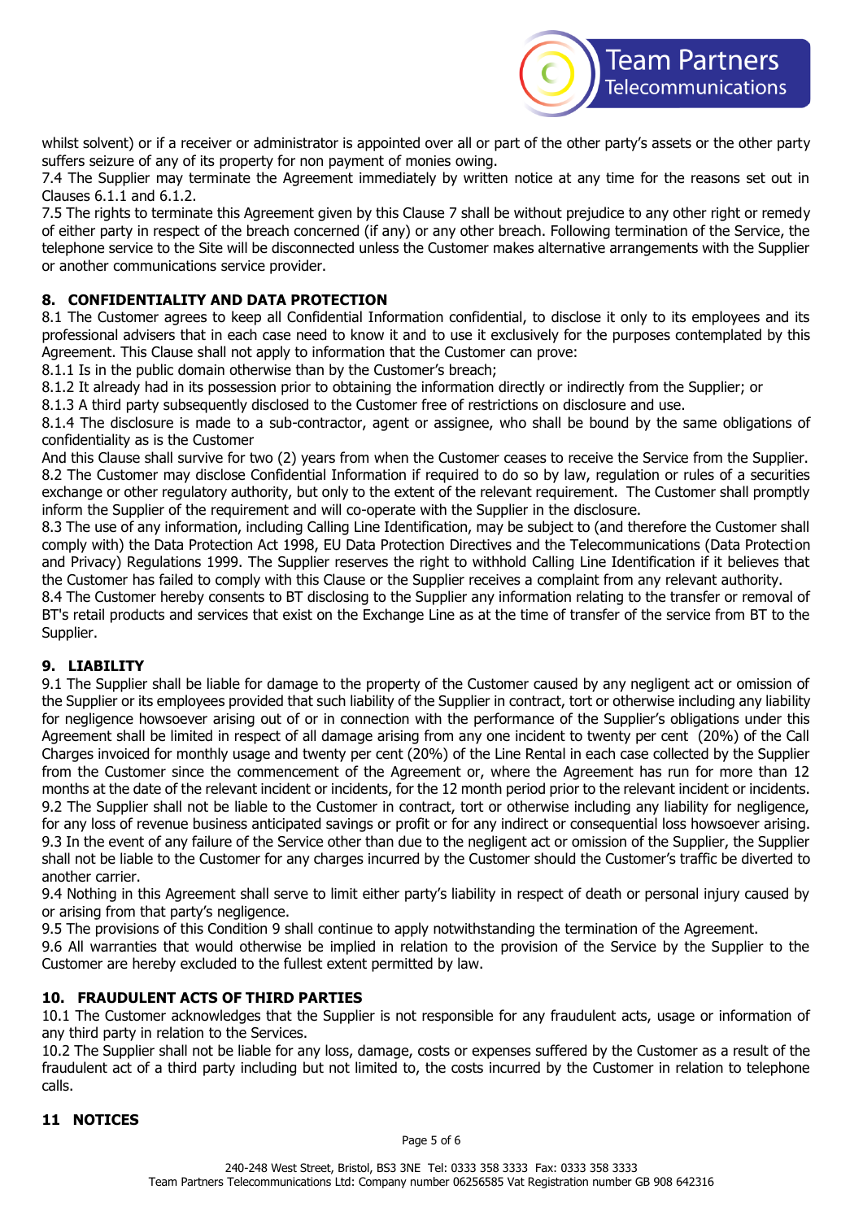whilst solvent) or if a receiver or administrator is appointed over all or part of the other party's assets or the other party suffers seizure of any of its property for non payment of monies owing.

7.4 The Supplier may terminate the Agreement immediately by written notice at any time for the reasons set out in Clauses 6.1.1 and 6.1.2.

7.5 The rights to terminate this Agreement given by this Clause 7 shall be without prejudice to any other right or remedy of either party in respect of the breach concerned (if any) or any other breach. Following termination of the Service, the telephone service to the Site will be disconnected unless the Customer makes alternative arrangements with the Supplier or another communications service provider.

## 8. CONFIDENTIALITY AND DATA PROTECTION

8.1 The Customer agrees to keep all Confidential Information confidential, to disclose it only to its employees and its professional advisers that in each case need to know it and to use it exclusively for the purposes contemplated by this Agreement. This Clause shall not apply to information that the Customer can prove:

8.1.1 Is in the public domain otherwise than by the Customer's breach;

8.1.2 It already had in its possession prior to obtaining the information directly or indirectly from the Supplier; or

8.1.3 A third party subsequently disclosed to the Customer free of restrictions on disclosure and use.

8.1.4 The disclosure is made to a sub-contractor, agent or assignee, who shall be bound by the same obligations of confidentiality as is the Customer

And this Clause shall survive for two (2) years from when the Customer ceases to receive the Service from the Supplier.

8.2 The Customer may disclose Confidential Information if required to do so by law, regulation or rules of a securities exchange or other regulatory authority, but only to the extent of the relevant requirement. The Customer shall promptly inform the Supplier of the requirement and will co-operate with the Supplier in the disclosure.

8.3 The use of any information, including Calling Line Identification, may be subject to (and therefore the Customer shall comply with) the Data Protection Act 1998, EU Data Protection Directives and the Telecommunications (Data Protection and Privacy) Regulations 1999. The Supplier reserves the right to withhold Calling Line Identification if it believes that the Customer has failed to comply with this Clause or the Supplier receives a complaint from any relevant authority.

8.4 The Customer hereby consents to BT disclosing to the Supplier any information relating to the transfer or removal of BT's retail products and services that exist on the Exchange Line as at the time of transfer of the service from BT to the Supplier.

## 9. LIABILITY

9.1 The Supplier shall be liable for damage to the property of the Customer caused by any negligent act or omission of the Supplier or its employees provided that such liability of the Supplier in contract, tort or otherwise including any liability for negligence howsoever arising out of or in connection with the performance of the Supplier's obligations under this Agreement shall be limited in respect of all damage arising from any one incident to twenty per cent (20%) of the Call Charges invoiced for monthly usage and twenty per cent (20%) of the Line Rental in each case collected by the Supplier from the Customer since the commencement of the Agreement or, where the Agreement has run for more than 12 months at the date of the relevant incident or incidents, for the 12 month period prior to the relevant incident or incidents.

9.2 The Supplier shall not be liable to the Customer in contract, tort or otherwise including any liability for negligence, for any loss of revenue business anticipated savings or profit or for any indirect or consequential loss howsoever arising.

9.3 In the event of any failure of the Service other than due to the negligent act or omission of the Supplier, the Supplier shall not be liable to the Customer for any charges incurred by the Customer should the Customer's traffic be diverted to another carrier.

9.4 Nothing in this Agreement shall serve to limit either party's liability in respect of death or personal injury caused by or arising from that party's negligence.

9.5 The provisions of this Condition 9 shall continue to apply notwithstanding the termination of the Agreement.

9.6 All warranties that would otherwise be implied in relation to the provision of the Service by the Supplier to the Customer are hereby excluded to the fullest extent permitted by law.

## 10. FRAUDULENT ACTS OF THIRD PARTIES

10.1 The Customer acknowledges that the Supplier is not responsible for any fraudulent acts, usage or information of any third party in relation to the Services.

10.2 The Supplier shall not be liable for any loss, damage, costs or expenses suffered by the Customer as a result of the fraudulent act of a third party including but not limited to, the costs incurred by the Customer in relation to telephone calls.

## 11 NOTICES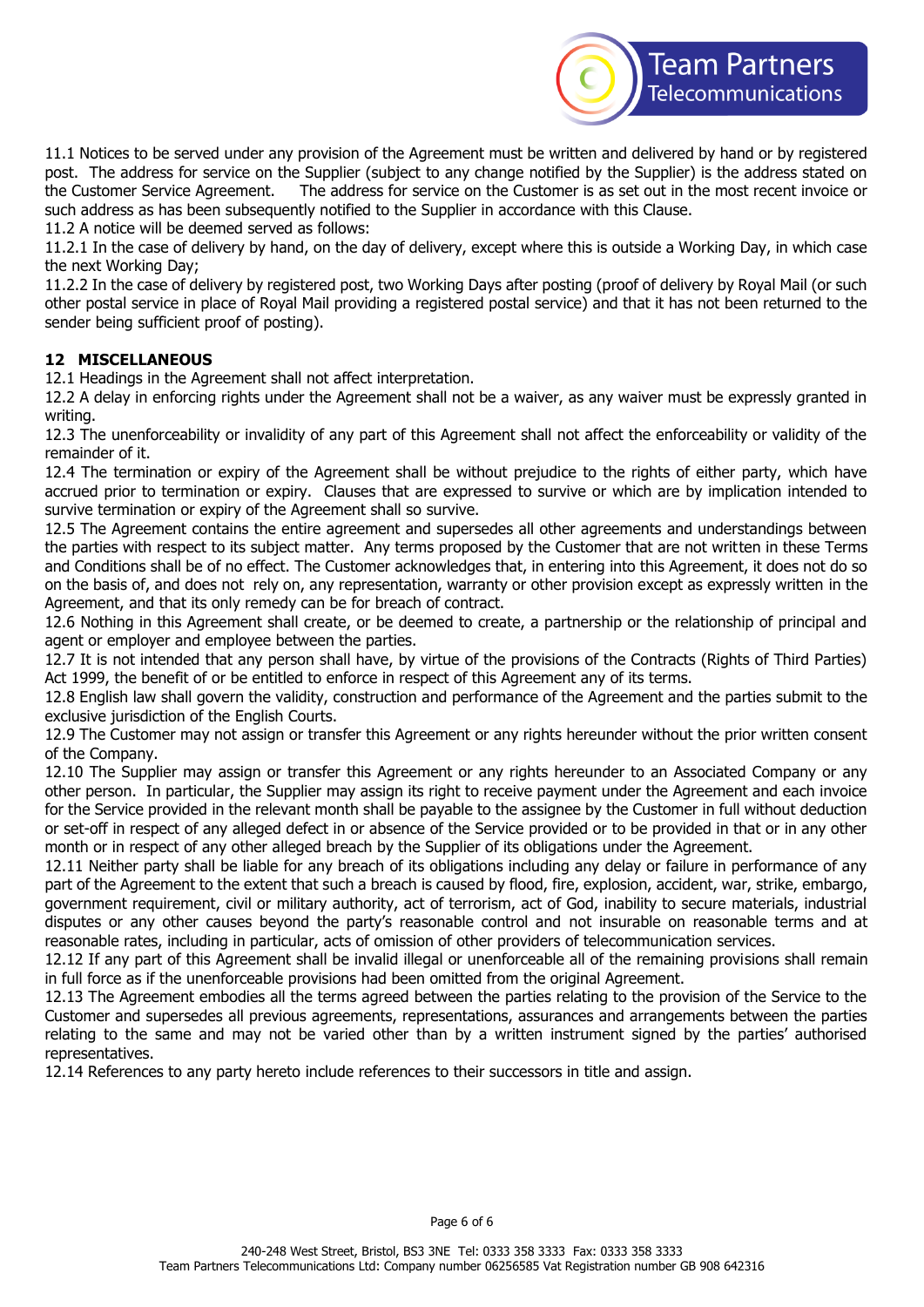11.1 Notices to be served under any provision of the Agreement must be written and delivered by hand or by registered post. The address for service on the Supplier (subject to any change notified by the Supplier) is the address stated on the Customer Service Agreement. The address for service on the Customer is as set out in the most recent invoice or such address as has been subsequently notified to the Supplier in accordance with this Clause.

11.2 A notice will be deemed served as follows:

11.2.1 In the case of delivery by hand, on the day of delivery, except where this is outside a Working Day, in which case the next Working Day;

11.2.2 In the case of delivery by registered post, two Working Days after posting (proof of delivery by Royal Mail (or such other postal service in place of Royal Mail providing a registered postal service) and that it has not been returned to the sender being sufficient proof of posting).

## 12 MISCELLANEOUS

12.1 Headings in the Agreement shall not affect interpretation.

12.2 A delay in enforcing rights under the Agreement shall not be a waiver, as any waiver must be expressly granted in writing.

12.3 The unenforceability or invalidity of any part of this Agreement shall not affect the enforceability or validity of the remainder of it.

12.4 The termination or expiry of the Agreement shall be without prejudice to the rights of either party, which have accrued prior to termination or expiry. Clauses that are expressed to survive or which are by implication intended to survive termination or expiry of the Agreement shall so survive.

12.5 The Agreement contains the entire agreement and supersedes all other agreements and understandings between the parties with respect to its subject matter. Any terms proposed by the Customer that are not written in these Terms and Conditions shall be of no effect. The Customer acknowledges that, in entering into this Agreement, it does not do so on the basis of, and does not rely on, any representation, warranty or other provision except as expressly written in the Agreement, and that its only remedy can be for breach of contract.

12.6 Nothing in this Agreement shall create, or be deemed to create, a partnership or the relationship of principal and agent or employer and employee between the parties.

12.7 It is not intended that any person shall have, by virtue of the provisions of the Contracts (Rights of Third Parties) Act 1999, the benefit of or be entitled to enforce in respect of this Agreement any of its terms.

12.8 English law shall govern the validity, construction and performance of the Agreement and the parties submit to the exclusive jurisdiction of the English Courts.

12.9 The Customer may not assign or transfer this Agreement or any rights hereunder without the prior written consent of the Company.

12.10 The Supplier may assign or transfer this Agreement or any rights hereunder to an Associated Company or any other person. In particular, the Supplier may assign its right to receive payment under the Agreement and each invoice for the Service provided in the relevant month shall be payable to the assignee by the Customer in full without deduction or set-off in respect of any alleged defect in or absence of the Service provided or to be provided in that or in any other month or in respect of any other alleged breach by the Supplier of its obligations under the Agreement.

12.11 Neither party shall be liable for any breach of its obligations including any delay or failure in performance of any part of the Agreement to the extent that such a breach is caused by flood, fire, explosion, accident, war, strike, embargo, government requirement, civil or military authority, act of terrorism, act of God, inability to secure materials, industrial disputes or any other causes beyond the party's reasonable control and not insurable on reasonable terms and at reasonable rates, including in particular, acts of omission of other providers of telecommunication services.

12.12 If any part of this Agreement shall be invalid illegal or unenforceable all of the remaining provisions shall remain in full force as if the unenforceable provisions had been omitted from the original Agreement.

12.13 The Agreement embodies all the terms agreed between the parties relating to the provision of the Service to the Customer and supersedes all previous agreements, representations, assurances and arrangements between the parties relating to the same and may not be varied other than by a written instrument signed by the parties' authorised representatives.

12.14 References to any party hereto include references to their successors in title and assign.